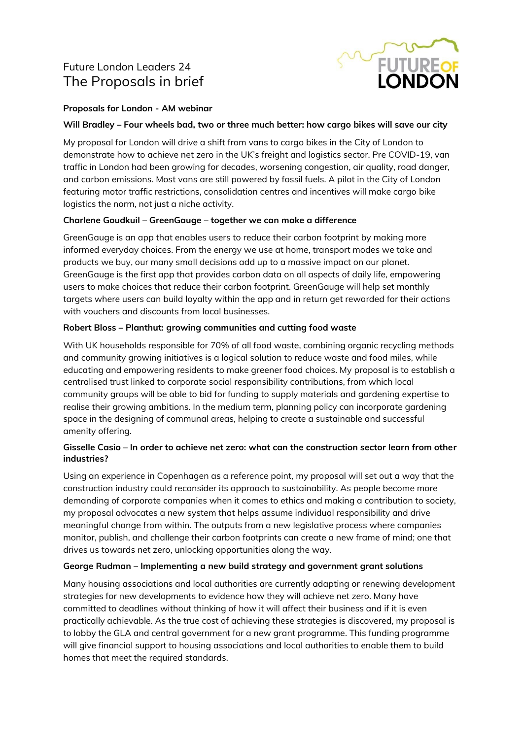# Future London Leaders 24
# The Proposals in brief

**Proposals for London - AM webinar**

**Will Bradley – Four wheels bad, two or three much better: how cargo bikes will save our city**

My proposal for London will drive a shift from vans to cargo bikes in the City of London to demonstrate how to achieve net zero in the UK's freight and logistics sector. Pre COVID-19, van traffic in London had been growing for decades, worsening congestion, air quality, road danger, and carbon emissions. Most vans are still powered by fossil fuels. A pilot in the City of London featuring motor traffic restrictions, consolidation centres and incentives will make cargo bike logistics the norm, not just a niche activity.

**Charlene Goudkuil – GreenGauge – together we can make a difference**

GreenGauge is an app that enables users to reduce their carbon footprint by making more informed everyday choices. From the energy we use at home, transport modes we take and products we buy, our many small decisions add up to a massive impact on our planet. GreenGauge is the first app that provides carbon data on all aspects of daily life, empowering users to make choices that reduce their carbon footprint. GreenGauge will help set monthly targets where users can build loyalty within the app and in return get rewarded for their actions with vouchers and discounts from local businesses.

**Robert Bloss – Planthut: growing communities and cutting food waste**

With UK households responsible for 70% of all food waste, combining organic recycling methods and community growing initiatives is a logical solution to reduce waste and food miles, while educating and empowering residents to make greener food choices. My proposal is to establish a centralised trust linked to corporate social responsibility contributions, from which local community groups will be able to bid for funding to supply materials and gardening expertise to realise their growing ambitions. In the medium term, planning policy can incorporate gardening space in the designing of communal areas, helping to create a sustainable and successful amenity offering.

**Gisselle Casio – In order to achieve net zero: what can the construction sector learn from other industries?**

Using an experience in Copenhagen as a reference point, my proposal will set out a way that the construction industry could reconsider its approach to sustainability. As people become more demanding of corporate companies when it comes to ethics and making a contribution to society, my proposal advocates a new system that helps assume individual responsibility and drive meaningful change from within. The outputs from a new legislative process where companies monitor, publish, and challenge their carbon footprints can create a new frame of mind; one that drives us towards net zero, unlocking opportunities along the way.

**George Rudman – Implementing a new build strategy and government grant solutions**

Many housing associations and local authorities are currently adapting or renewing development strategies for new developments to evidence how they will achieve net zero. Many have committed to deadlines without thinking of how it will affect their business and if it is even practically achievable. As the true cost of achieving these strategies is discovered, my proposal is to lobby the GLA and central government for a new grant programme. This funding programme will give financial support to housing associations and local authorities to enable them to build homes that meet the required standards.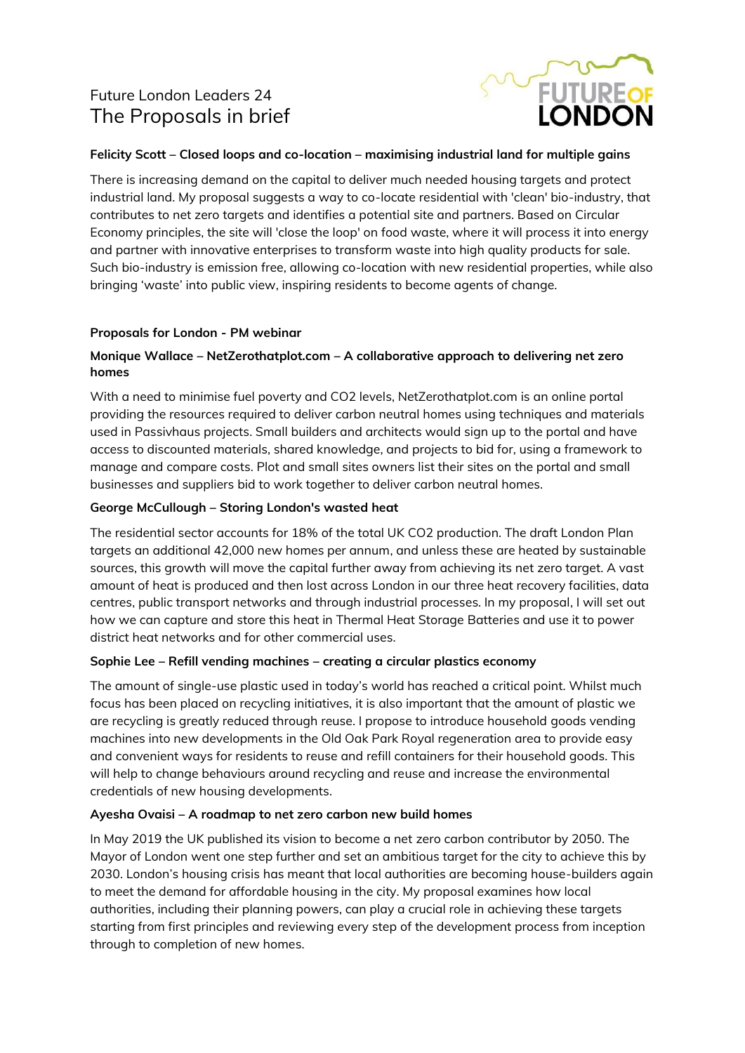# Future London Leaders 24
## The Proposals in brief

**Felicity Scott – Closed loops and co-location – maximising industrial land for multiple gains**

There is increasing demand on the capital to deliver much needed housing targets and protect industrial land. My proposal suggests a way to co-locate residential with 'clean' bio-industry, that contributes to net zero targets and identifies a potential site and partners. Based on Circular Economy principles, the site will 'close the loop' on food waste, where it will process it into energy and partner with innovative enterprises to transform waste into high quality products for sale. Such bio-industry is emission free, allowing co-location with new residential properties, while also bringing 'waste' into public view, inspiring residents to become agents of change.

**Proposals for London - PM webinar**

**Monique Wallace – NetZerothatplot.com – A collaborative approach to delivering net zero homes**

With a need to minimise fuel poverty and CO2 levels, NetZerothatplot.com is an online portal providing the resources required to deliver carbon neutral homes using techniques and materials used in Passivhaus projects. Small builders and architects would sign up to the portal and have access to discounted materials, shared knowledge, and projects to bid for, using a framework to manage and compare costs. Plot and small sites owners list their sites on the portal and small businesses and suppliers bid to work together to deliver carbon neutral homes.

**George McCullough – Storing London's wasted heat**

The residential sector accounts for 18% of the total UK CO2 production. The draft London Plan targets an additional 42,000 new homes per annum, and unless these are heated by sustainable sources, this growth will move the capital further away from achieving its net zero target. A vast amount of heat is produced and then lost across London in our three heat recovery facilities, data centres, public transport networks and through industrial processes. In my proposal, I will set out how we can capture and store this heat in Thermal Heat Storage Batteries and use it to power district heat networks and for other commercial uses.

**Sophie Lee – Refill vending machines – creating a circular plastics economy**

The amount of single-use plastic used in today's world has reached a critical point. Whilst much focus has been placed on recycling initiatives, it is also important that the amount of plastic we are recycling is greatly reduced through reuse. I propose to introduce household goods vending machines into new developments in the Old Oak Park Royal regeneration area to provide easy and convenient ways for residents to reuse and refill containers for their household goods. This will help to change behaviours around recycling and reuse and increase the environmental credentials of new housing developments.

**Ayesha Ovaisi – A roadmap to net zero carbon new build homes**

In May 2019 the UK published its vision to become a net zero carbon contributor by 2050. The Mayor of London went one step further and set an ambitious target for the city to achieve this by 2030. London's housing crisis has meant that local authorities are becoming house-builders again to meet the demand for affordable housing in the city. My proposal examines how local authorities, including their planning powers, can play a crucial role in achieving these targets starting from first principles and reviewing every step of the development process from inception through to completion of new homes.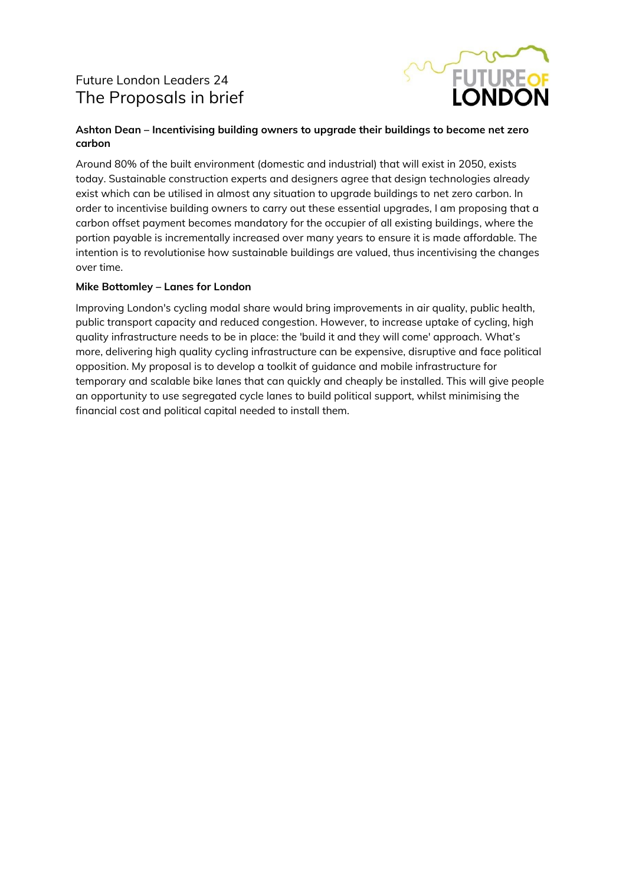Future London Leaders 24
# The Proposals in brief

**Ashton Dean – Incentivising building owners to upgrade their buildings to become net zero carbon**

Around 80% of the built environment (domestic and industrial) that will exist in 2050, exists today. Sustainable construction experts and designers agree that design technologies already exist which can be utilised in almost any situation to upgrade buildings to net zero carbon. In order to incentivise building owners to carry out these essential upgrades, I am proposing that a carbon offset payment becomes mandatory for the occupier of all existing buildings, where the portion payable is incrementally increased over many years to ensure it is made affordable. The intention is to revolutionise how sustainable buildings are valued, thus incentivising the changes over time.

**Mike Bottomley – Lanes for London**

Improving London's cycling modal share would bring improvements in air quality, public health, public transport capacity and reduced congestion. However, to increase uptake of cycling, high quality infrastructure needs to be in place: the 'build it and they will come' approach. What's more, delivering high quality cycling infrastructure can be expensive, disruptive and face political opposition. My proposal is to develop a toolkit of guidance and mobile infrastructure for temporary and scalable bike lanes that can quickly and cheaply be installed. This will give people an opportunity to use segregated cycle lanes to build political support, whilst minimising the financial cost and political capital needed to install them.